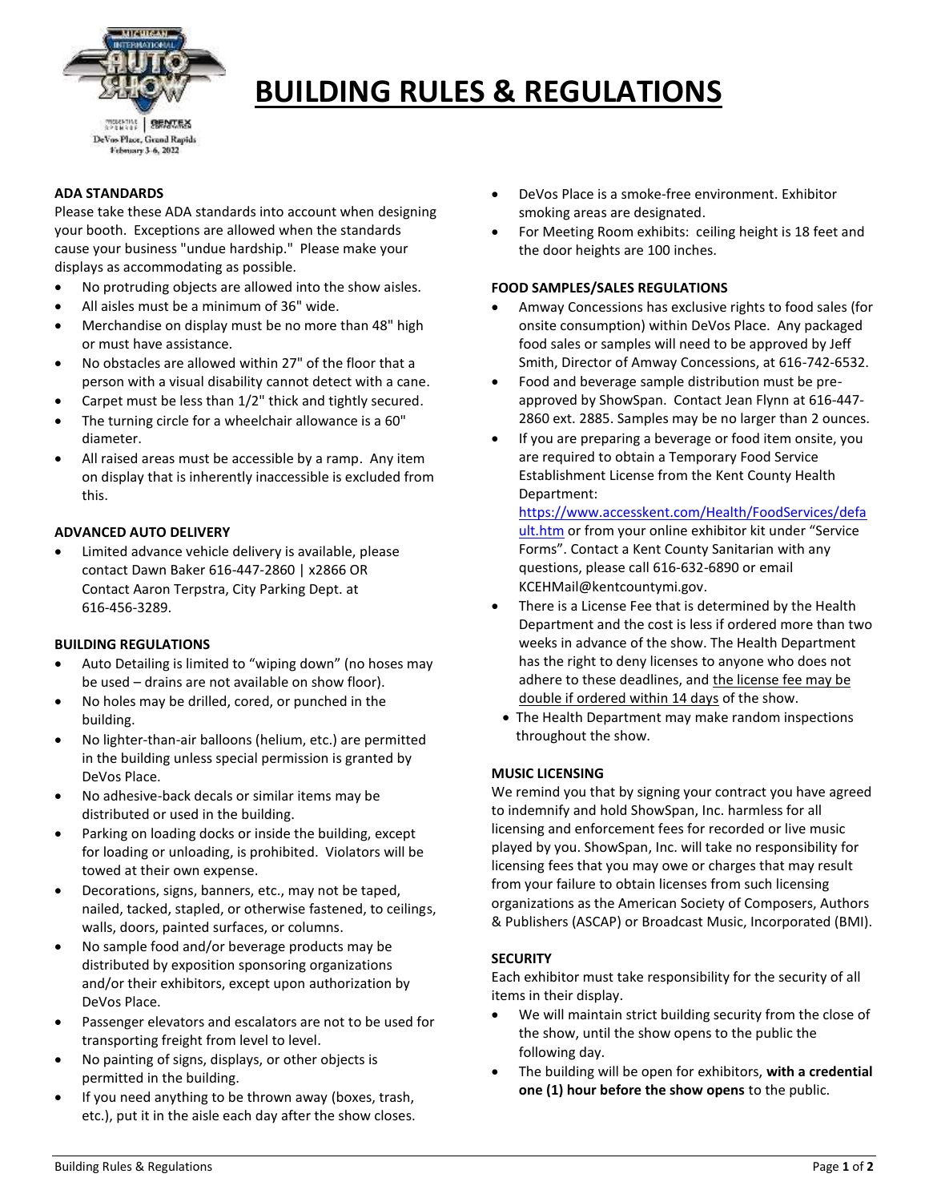# BUILDING RULES & REGULATIONS

**ADA STANDARDS**

Please take these ADA standards into account when designing your booth. Exceptions are allowed when the standards cause your business "undue hardship." Please make your displays as accommodating as possible.

- No protruding objects are allowed into the show aisles.
- All aisles must be a minimum of 36" wide.
- Merchandise on display must be no more than 48" high or must have assistance.
- No obstacles are allowed within 27" of the floor that a person with a visual disability cannot detect with a cane.
- Carpet must be less than 1/2" thick and tightly secured.
- The turning circle for a wheelchair allowance is a 60" diameter.
- All raised areas must be accessible by a ramp. Any item on display that is inherently inaccessible is excluded from this.

**ADVANCED AUTO DELIVERY**

- Limited advance vehicle delivery is available, please contact Dawn Baker 616-447-2860 | x2866 OR Contact Aaron Terpstra, City Parking Dept. at 616-456-3289.

**BUILDING REGULATIONS**

- Auto Detailing is limited to "wiping down" (no hoses may be used – drains are not available on show floor).
- No holes may be drilled, cored, or punched in the building.
- No lighter-than-air balloons (helium, etc.) are permitted in the building unless special permission is granted by DeVos Place.
- No adhesive-back decals or similar items may be distributed or used in the building.
- Parking on loading docks or inside the building, except for loading or unloading, is prohibited. Violators will be towed at their own expense.
- Decorations, signs, banners, etc., may not be taped, nailed, tacked, stapled, or otherwise fastened, to ceilings, walls, doors, painted surfaces, or columns.
- No sample food and/or beverage products may be distributed by exposition sponsoring organizations and/or their exhibitors, except upon authorization by DeVos Place.
- Passenger elevators and escalators are not to be used for transporting freight from level to level.
- No painting of signs, displays, or other objects is permitted in the building.
- If you need anything to be thrown away (boxes, trash, etc.), put it in the aisle each day after the show closes.
- DeVos Place is a smoke-free environment. Exhibitor smoking areas are designated.
- For Meeting Room exhibits: ceiling height is 18 feet and the door heights are 100 inches.

**FOOD SAMPLES/SALES REGULATIONS**

- Amway Concessions has exclusive rights to food sales (for onsite consumption) within DeVos Place. Any packaged food sales or samples will need to be approved by Jeff Smith, Director of Amway Concessions, at 616-742-6532.
- Food and beverage sample distribution must be pre-approved by ShowSpan. Contact Jean Flynn at 616-447-2860 ext. 2885. Samples may be no larger than 2 ounces.
- If you are preparing a beverage or food item onsite, you are required to obtain a Temporary Food Service Establishment License from the Kent County Health Department: https://www.accesskent.com/Health/FoodServices/default.htm or from your online exhibitor kit under "Service Forms". Contact a Kent County Sanitarian with any questions, please call 616-632-6890 or email KCEHMail@kentcountymi.gov.
- There is a License Fee that is determined by the Health Department and the cost is less if ordered more than two weeks in advance of the show. The Health Department has the right to deny licenses to anyone who does not adhere to these deadlines, and the license fee may be double if ordered within 14 days of the show.
- The Health Department may make random inspections throughout the show.

**MUSIC LICENSING**

We remind you that by signing your contract you have agreed to indemnify and hold ShowSpan, Inc. harmless for all licensing and enforcement fees for recorded or live music played by you. ShowSpan, Inc. will take no responsibility for licensing fees that you may owe or charges that may result from your failure to obtain licenses from such licensing organizations as the American Society of Composers, Authors & Publishers (ASCAP) or Broadcast Music, Incorporated (BMI).

**SECURITY**

Each exhibitor must take responsibility for the security of all items in their display.

- We will maintain strict building security from the close of the show, until the show opens to the public the following day.
- The building will be open for exhibitors, **with a credential one (1) hour before the show opens** to the public.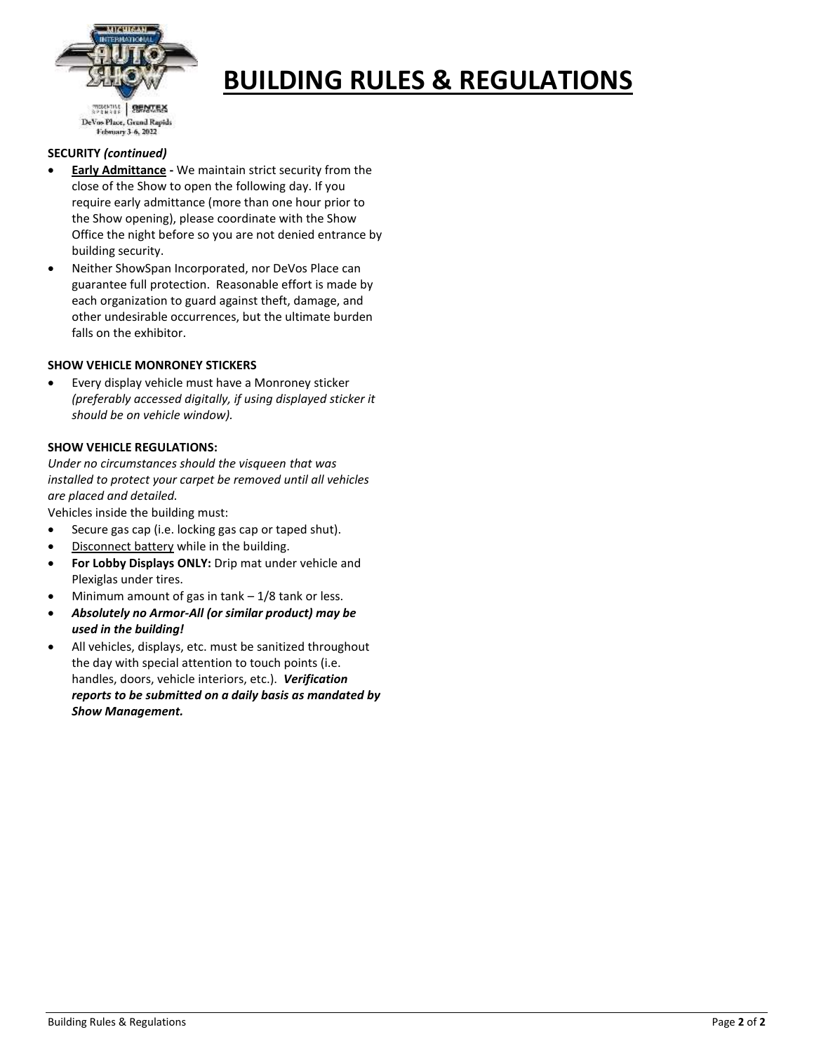# BUILDING RULES & REGULATIONS

**SECURITY *(continued)***

- **Early Admittance -** We maintain strict security from the close of the Show to open the following day. If you require early admittance (more than one hour prior to the Show opening), please coordinate with the Show Office the night before so you are not denied entrance by building security.
- Neither ShowSpan Incorporated, nor DeVos Place can guarantee full protection. Reasonable effort is made by each organization to guard against theft, damage, and other undesirable occurrences, but the ultimate burden falls on the exhibitor.

**SHOW VEHICLE MONRONEY STICKERS**

- Every display vehicle must have a Monroney sticker *(preferably accessed digitally, if using displayed sticker it should be on vehicle window).*

**SHOW VEHICLE REGULATIONS:**

*Under no circumstances should the visqueen that was installed to protect your carpet be removed until all vehicles are placed and detailed.*

Vehicles inside the building must:

- Secure gas cap (i.e. locking gas cap or taped shut).
- Disconnect battery while in the building.
- **For Lobby Displays ONLY:** Drip mat under vehicle and Plexiglas under tires.
- Minimum amount of gas in tank – 1/8 tank or less.
- ***Absolutely no Armor-All (or similar product) may be used in the building!***
- All vehicles, displays, etc. must be sanitized throughout the day with special attention to touch points (i.e. handles, doors, vehicle interiors, etc.). ***Verification reports to be submitted on a daily basis as mandated by Show Management.***